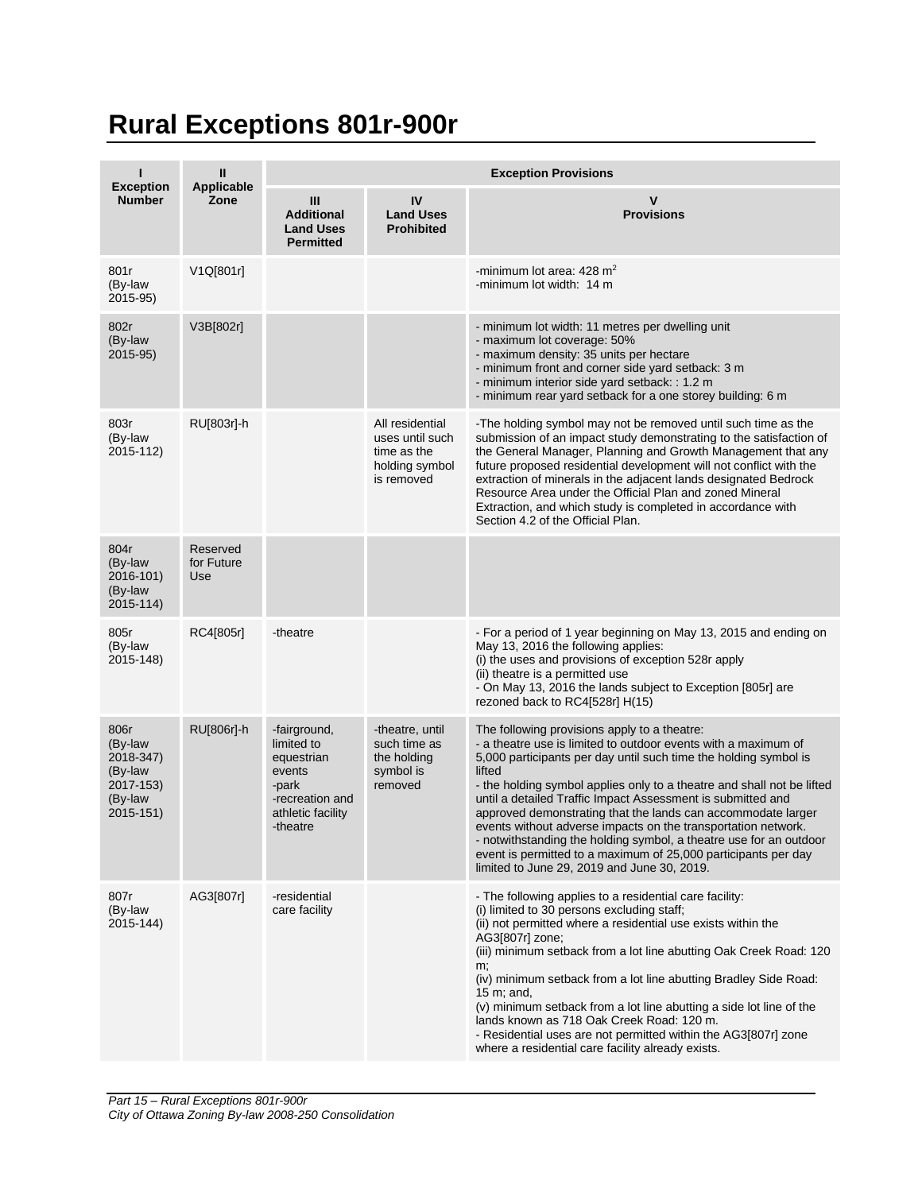# Rural Exceptions 801r-900r

| I<br>Exception Number | II<br>Applicable Zone | Exception Provisions | | |
|---|---|---|---|---|
| | | III<br>Additional Land Uses Permitted | IV<br>Land Uses Prohibited | V<br>Provisions |
| 801r<br>(By-law 2015-95) | V1Q[801r] | | | -minimum lot area: 428 m$^2$<br>-minimum lot width: 14 m |
| 802r<br>(By-law 2015-95) | V3B[802r] | | | - minimum lot width: 11 metres per dwelling unit<br>- maximum lot coverage: 50%<br>- maximum density: 35 units per hectare<br>- minimum front and corner side yard setback: 3 m<br>- minimum interior side yard setback: : 1.2 m<br>- minimum rear yard setback for a one storey building: 6 m |
| 803r<br>(By-law 2015-112) | RU[803r]-h | | All residential uses until such time as the holding symbol is removed | -The holding symbol may not be removed until such time as the submission of an impact study demonstrating to the satisfaction of the General Manager, Planning and Growth Management that any future proposed residential development will not conflict with the extraction of minerals in the adjacent lands designated Bedrock Resource Area under the Official Plan and zoned Mineral Extraction, and which study is completed in accordance with Section 4.2 of the Official Plan. |
| 804r<br>(By-law 2016-101)<br>(By-law 2015-114) | Reserved for Future Use | | | |
| 805r<br>(By-law 2015-148) | RC4[805r] | -theatre | | - For a period of 1 year beginning on May 13, 2015 and ending on May 13, 2016 the following applies:<br>(i) the uses and provisions of exception 528r apply<br>(ii) theatre is a permitted use<br>- On May 13, 2016 the lands subject to Exception [805r] are rezoned back to RC4[528r] H(15) |
| 806r<br>(By-law 2018-347)<br>(By-law 2017-153)<br>(By-law 2015-151) | RU[806r]-h | -fairground, limited to equestrian events<br>-park<br>-recreation and athletic facility<br>-theatre | -theatre, until such time as the holding symbol is removed | The following provisions apply to a theatre:<br>- a theatre use is limited to outdoor events with a maximum of 5,000 participants per day until such time the holding symbol is lifted<br>- the holding symbol applies only to a theatre and shall not be lifted until a detailed Traffic Impact Assessment is submitted and approved demonstrating that the lands can accommodate larger events without adverse impacts on the transportation network.<br>- notwithstanding the holding symbol, a theatre use for an outdoor event is permitted to a maximum of 25,000 participants per day limited to June 29, 2019 and June 30, 2019. |
| 807r<br>(By-law 2015-144) | AG3[807r] | -residential care facility | | - The following applies to a residential care facility:<br>(i) limited to 30 persons excluding staff;<br>(ii) not permitted where a residential use exists within the AG3[807r] zone;<br>(iii) minimum setback from a lot line abutting Oak Creek Road: 120 m;<br>(iv) minimum setback from a lot line abutting Bradley Side Road: 15 m; and,<br>(v) minimum setback from a lot line abutting a side lot line of the lands known as 718 Oak Creek Road: 120 m.<br>- Residential uses are not permitted within the AG3[807r] zone where a residential care facility already exists. |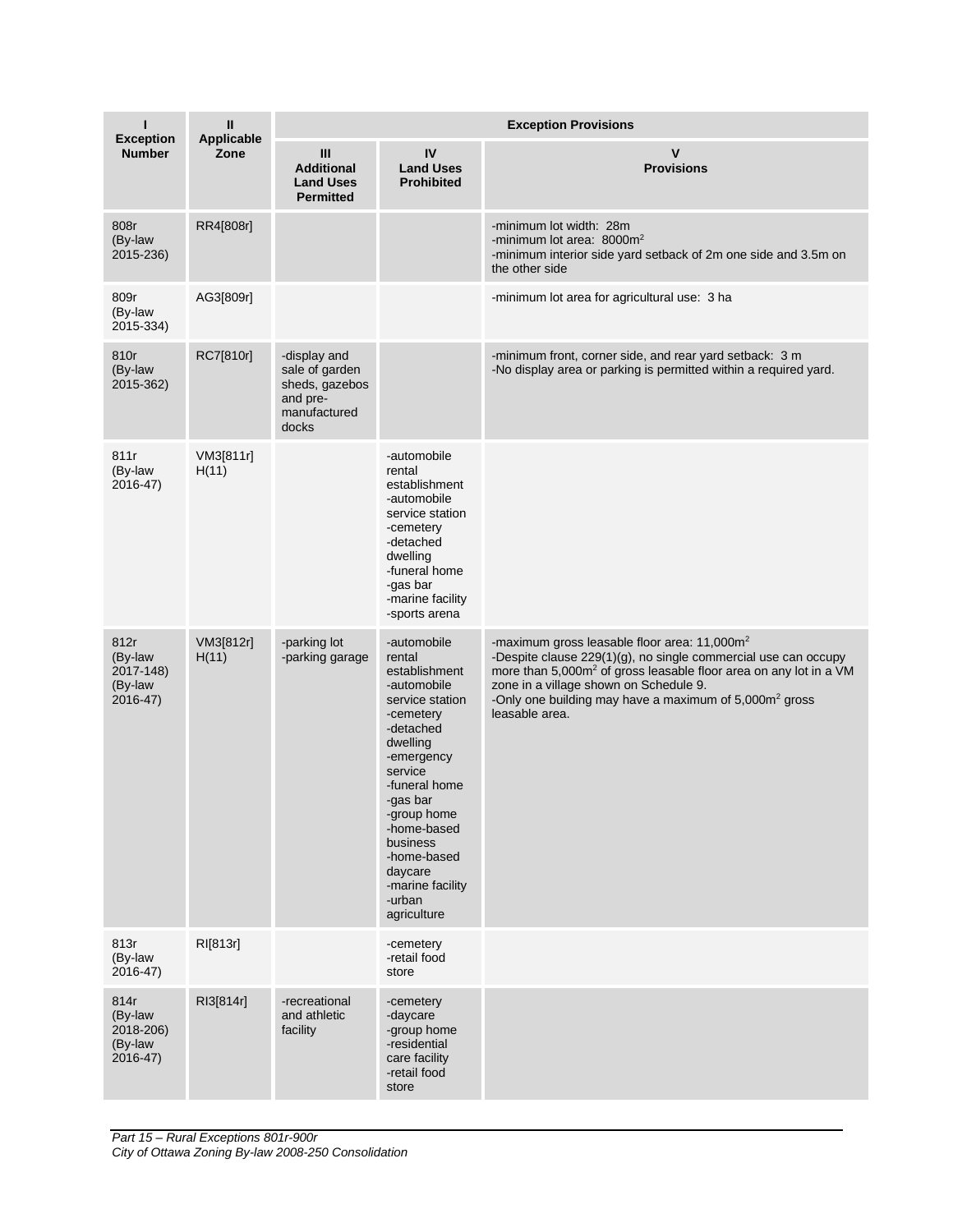| I<br>Exception Number | II<br>Applicable Zone | Exception Provisions | | |
|---|---|---|---|---|
| | | III<br>Additional Land Uses Permitted | IV<br>Land Uses Prohibited | V<br>Provisions |
| 808r<br>(By-law 2015-236) | RR4[808r] | | | -minimum lot width: 28m<br>-minimum lot area: 8000m$^2$<br>-minimum interior side yard setback of 2m one side and 3.5m on the other side |
| 809r<br>(By-law 2015-334) | AG3[809r] | | | -minimum lot area for agricultural use: 3 ha |
| 810r<br>(By-law 2015-362) | RC7[810r] | -display and sale of garden sheds, gazebos and pre-manufactured docks | | -minimum front, corner side, and rear yard setback: 3 m<br>-No display area or parking is permitted within a required yard. |
| 811r<br>(By-law 2016-47) | VM3[811r] H(11) | | -automobile rental establishment<br>-automobile service station<br>-cemetery<br>-detached dwelling<br>-funeral home<br>-gas bar<br>-marine facility<br>-sports arena | |
| 812r<br>(By-law 2017-148)<br>(By-law 2016-47) | VM3[812r] H(11) | -parking lot<br>-parking garage | -automobile rental establishment<br>-automobile service station<br>-cemetery<br>-detached dwelling<br>-emergency service<br>-funeral home<br>-gas bar<br>-group home<br>-home-based business<br>-home-based daycare<br>-marine facility<br>-urban agriculture | -maximum gross leasable floor area: 11,000m$^2$<br>-Despite clause 229(1)(g), no single commercial use can occupy more than 5,000m$^2$ of gross leasable floor area on any lot in a VM zone in a village shown on Schedule 9.<br>-Only one building may have a maximum of 5,000m$^2$ gross leasable area. |
| 813r<br>(By-law 2016-47) | RI[813r] | | -cemetery<br>-retail food store | |
| 814r<br>(By-law 2018-206)<br>(By-law 2016-47) | RI3[814r] | -recreational and athletic facility | -cemetery<br>-daycare<br>-group home<br>-residential care facility<br>-retail food store | |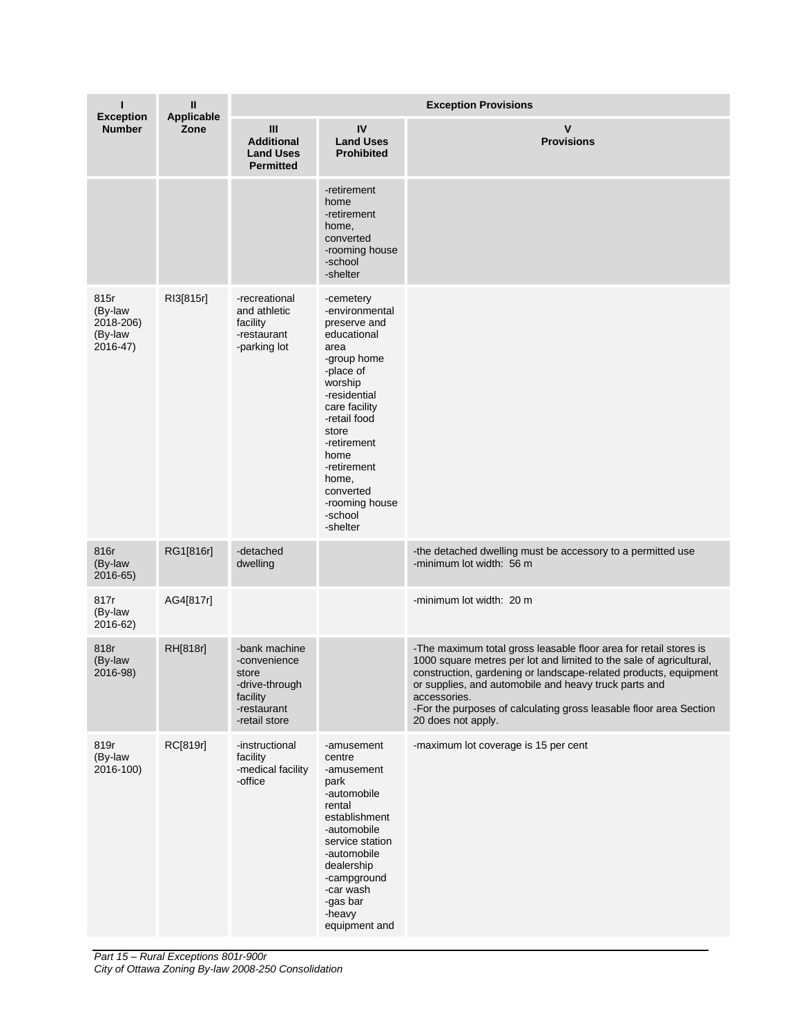| I Exception Number | II Applicable Zone | Exception Provisions | | |
|---|---|---|---|---|
| | | III Additional Land Uses Permitted | IV Land Uses Prohibited | V Provisions |
| | | | -retirement home<br>-retirement home, converted<br>-rooming house<br>-school<br>-shelter | |
| 815r (By-law 2018-206) (By-law 2016-47) | RI3[815r] | -recreational and athletic facility<br>-restaurant<br>-parking lot | -cemetery<br>-environmental preserve and educational area<br>-group home<br>-place of worship<br>-residential care facility<br>-retail food store<br>-retirement home<br>-retirement home, converted<br>-rooming house<br>-school<br>-shelter | |
| 816r (By-law 2016-65) | RG1[816r] | -detached dwelling | | -the detached dwelling must be accessory to a permitted use<br>-minimum lot width: 56 m |
| 817r (By-law 2016-62) | AG4[817r] | | | -minimum lot width: 20 m |
| 818r (By-law 2016-98) | RH[818r] | -bank machine<br>-convenience store<br>-drive-through facility<br>-restaurant<br>-retail store | | -The maximum total gross leasable floor area for retail stores is 1000 square metres per lot and limited to the sale of agricultural, construction, gardening or landscape-related products, equipment or supplies, and automobile and heavy truck parts and accessories.<br>-For the purposes of calculating gross leasable floor area Section 20 does not apply. |
| 819r (By-law 2016-100) | RC[819r] | -instructional facility<br>-medical facility<br>-office | -amusement centre<br>-amusement park<br>-automobile rental establishment<br>-automobile service station<br>-automobile dealership<br>-campground<br>-car wash<br>-gas bar<br>-heavy equipment and | -maximum lot coverage is 15 per cent |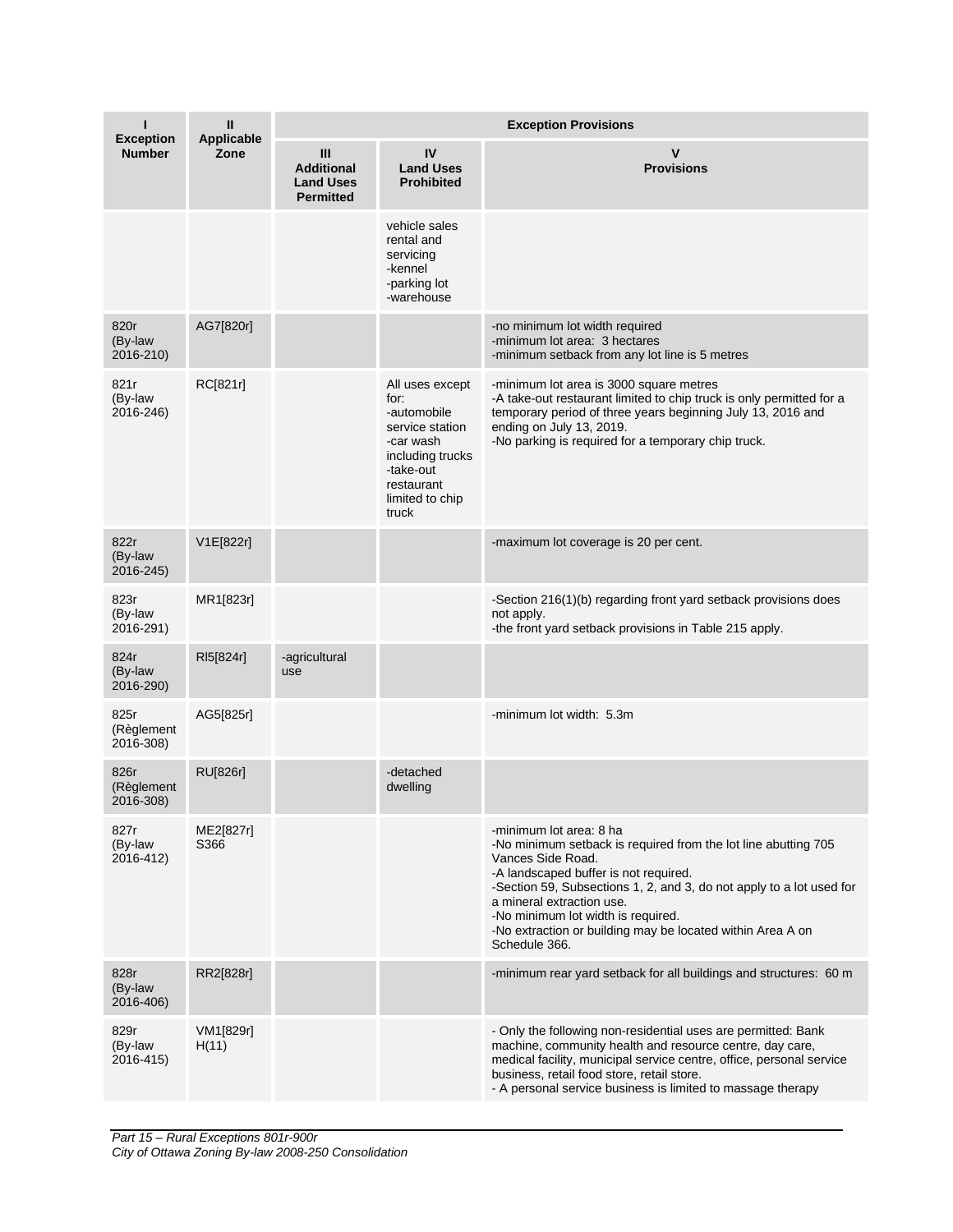| I<br>Exception Number | II<br>Applicable Zone | Exception Provisions | | |
|---|---|---|---|---|
| | | III<br>Additional Land Uses Permitted | IV<br>Land Uses Prohibited | V<br>Provisions |
| | | | vehicle sales rental and servicing<br>-kennel<br>-parking lot<br>-warehouse | |
| 820r<br>(By-law 2016-210) | AG7[820r] | | | -no minimum lot width required<br>-minimum lot area: 3 hectares<br>-minimum setback from any lot line is 5 metres |
| 821r<br>(By-law 2016-246) | RC[821r] | | All uses except for:<br>-automobile service station<br>-car wash including trucks<br>-take-out restaurant limited to chip truck | -minimum lot area is 3000 square metres<br>-A take-out restaurant limited to chip truck is only permitted for a temporary period of three years beginning July 13, 2016 and ending on July 13, 2019.<br>-No parking is required for a temporary chip truck. |
| 822r<br>(By-law 2016-245) | V1E[822r] | | | -maximum lot coverage is 20 per cent. |
| 823r<br>(By-law 2016-291) | MR1[823r] | | | -Section 216(1)(b) regarding front yard setback provisions does not apply.<br>-the front yard setback provisions in Table 215 apply. |
| 824r<br>(By-law 2016-290) | RI5[824r] | -agricultural use | | |
| 825r<br>(Règlement 2016-308) | AG5[825r] | | | -minimum lot width: 5.3m |
| 826r<br>(Règlement 2016-308) | RU[826r] | | -detached dwelling | |
| 827r<br>(By-law 2016-412) | ME2[827r] S366 | | | -minimum lot area: 8 ha<br>-No minimum setback is required from the lot line abutting 705 Vances Side Road.<br>-A landscaped buffer is not required.<br>-Section 59, Subsections 1, 2, and 3, do not apply to a lot used for a mineral extraction use.<br>-No minimum lot width is required.<br>-No extraction or building may be located within Area A on Schedule 366. |
| 828r<br>(By-law 2016-406) | RR2[828r] | | | -minimum rear yard setback for all buildings and structures: 60 m |
| 829r<br>(By-law 2016-415) | VM1[829r] H(11) | | | - Only the following non-residential uses are permitted: Bank machine, community health and resource centre, day care, medical facility, municipal service centre, office, personal service business, retail food store, retail store.<br>- A personal service business is limited to massage therapy |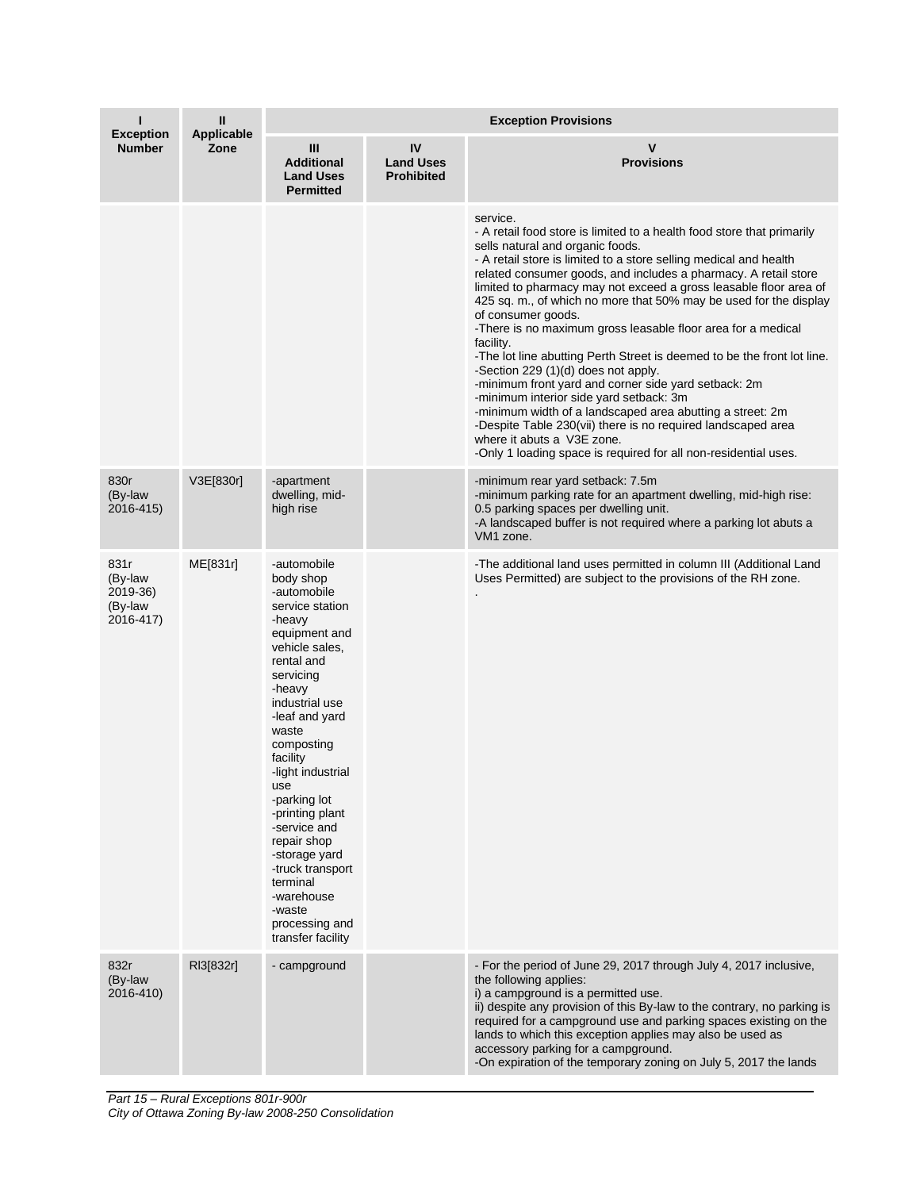| I<br>Exception Number | II<br>Applicable Zone | Exception Provisions | | |
|---|---|---|---|---|
| | | III<br>Additional Land Uses Permitted | IV<br>Land Uses Prohibited | V<br>Provisions |
| | | | | service.<br>- A retail food store is limited to a health food store that primarily sells natural and organic foods.<br>- A retail store is limited to a store selling medical and health related consumer goods, and includes a pharmacy. A retail store limited to pharmacy may not exceed a gross leasable floor area of 425 sq. m., of which no more that 50% may be used for the display of consumer goods.<br>-There is no maximum gross leasable floor area for a medical facility.<br>-The lot line abutting Perth Street is deemed to be the front lot line.<br>-Section 229 (1)(d) does not apply.<br>-minimum front yard and corner side yard setback: 2m<br>-minimum interior side yard setback: 3m<br>-minimum width of a landscaped area abutting a street: 2m<br>-Despite Table 230(vii) there is no required landscaped area where it abuts a V3E zone.<br>-Only 1 loading space is required for all non-residential uses. |
| 830r<br>(By-law 2016-415) | V3E[830r] | -apartment dwelling, mid-high rise | | -minimum rear yard setback: 7.5m<br>-minimum parking rate for an apartment dwelling, mid-high rise: 0.5 parking spaces per dwelling unit.<br>-A landscaped buffer is not required where a parking lot abuts a VM1 zone. |
| 831r<br>(By-law 2019-36)<br>(By-law 2016-417) | ME[831r] | -automobile body shop<br>-automobile service station<br>-heavy equipment and vehicle sales, rental and servicing<br>-heavy industrial use<br>-leaf and yard waste composting facility<br>-light industrial use<br>-parking lot<br>-printing plant<br>-service and repair shop<br>-storage yard<br>-truck transport terminal<br>-warehouse<br>-waste processing and transfer facility | | -The additional land uses permitted in column III (Additional Land Uses Permitted) are subject to the provisions of the RH zone.<br>. |
| 832r<br>(By-law 2016-410) | RI3[832r] | - campground | | - For the period of June 29, 2017 through July 4, 2017 inclusive, the following applies:<br>i) a campground is a permitted use.<br>ii) despite any provision of this By-law to the contrary, no parking is required for a campground use and parking spaces existing on the lands to which this exception applies may also be used as accessory parking for a campground.<br>-On expiration of the temporary zoning on July 5, 2017 the lands |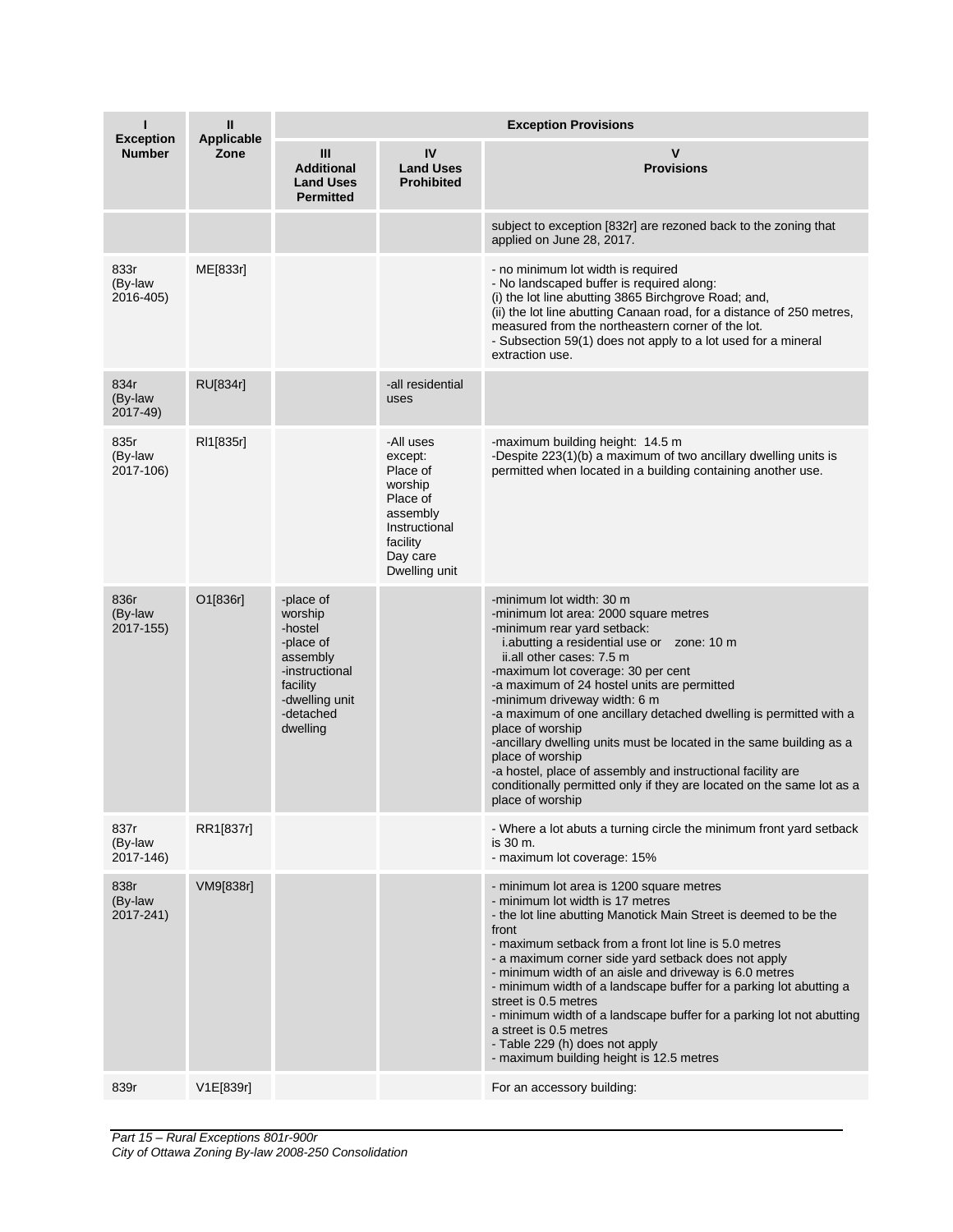| I Exception Number | II Applicable Zone | Exception Provisions | | |
|---|---|---|---|---|
| | | III Additional Land Uses Permitted | IV Land Uses Prohibited | V Provisions |
| | | | | subject to exception [832r] are rezoned back to the zoning that applied on June 28, 2017. |
| 833r (By-law 2016-405) | ME[833r] | | | - no minimum lot width is required<br>- No landscaped buffer is required along:<br>(i) the lot line abutting 3865 Birchgrove Road; and,<br>(ii) the lot line abutting Canaan road, for a distance of 250 metres, measured from the northeastern corner of the lot.<br>- Subsection 59(1) does not apply to a lot used for a mineral extraction use. |
| 834r (By-law 2017-49) | RU[834r] | | -all residential uses | |
| 835r (By-law 2017-106) | RI1[835r] | | -All uses except:<br>Place of worship<br>Place of assembly<br>Instructional facility<br>Day care<br>Dwelling unit | -maximum building height: 14.5 m<br>-Despite 223(1)(b) a maximum of two ancillary dwelling units is permitted when located in a building containing another use. |
| 836r (By-law 2017-155) | O1[836r] | -place of worship<br>-hostel<br>-place of assembly<br>-instructional facility<br>-dwelling unit<br>-detached dwelling | | -minimum lot width: 30 m<br>-minimum lot area: 2000 square metres<br>-minimum rear yard setback:<br>i.abutting a residential use or zone: 10 m<br>ii.all other cases: 7.5 m<br>-maximum lot coverage: 30 per cent<br>-a maximum of 24 hostel units are permitted<br>-minimum driveway width: 6 m<br>-a maximum of one ancillary detached dwelling is permitted with a place of worship<br>-ancillary dwelling units must be located in the same building as a place of worship<br>-a hostel, place of assembly and instructional facility are conditionally permitted only if they are located on the same lot as a place of worship |
| 837r (By-law 2017-146) | RR1[837r] | | | - Where a lot abuts a turning circle the minimum front yard setback is 30 m.<br>- maximum lot coverage: 15% |
| 838r (By-law 2017-241) | VM9[838r] | | | - minimum lot area is 1200 square metres<br>- minimum lot width is 17 metres<br>- the lot line abutting Manotick Main Street is deemed to be the front<br>- maximum setback from a front lot line is 5.0 metres<br>- a maximum corner side yard setback does not apply<br>- minimum width of an aisle and driveway is 6.0 metres<br>- minimum width of a landscape buffer for a parking lot abutting a street is 0.5 metres<br>- minimum width of a landscape buffer for a parking lot not abutting a street is 0.5 metres<br>- Table 229 (h) does not apply<br>- maximum building height is 12.5 metres |
| 839r | V1E[839r] | | | For an accessory building: |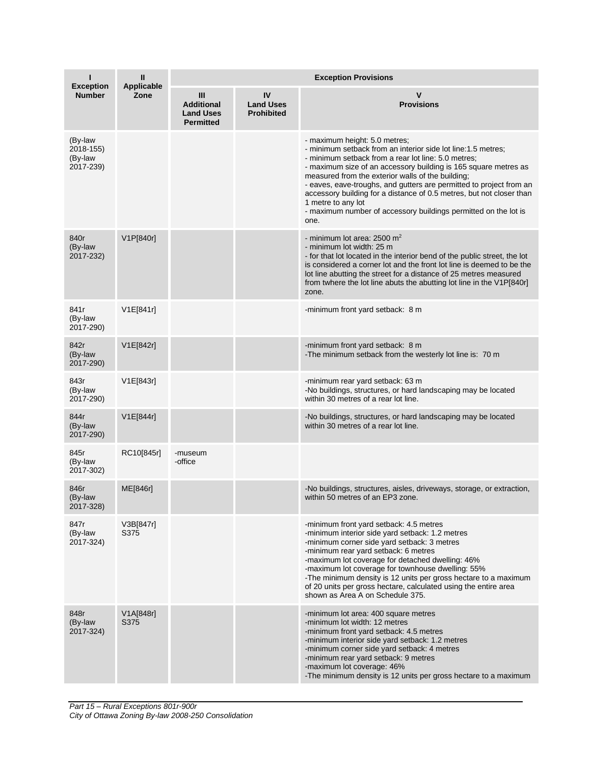| I<br>Exception Number | II<br>Applicable Zone | Exception Provisions | | |
|---|---|---|---|---|
| | | III<br>Additional Land Uses Permitted | IV<br>Land Uses Prohibited | V<br>Provisions |
| (By-law 2018-155) (By-law 2017-239) | | | | - maximum height: 5.0 metres;<br>- minimum setback from an interior side lot line:1.5 metres;<br>- minimum setback from a rear lot line: 5.0 metres;<br>- maximum size of an accessory building is 165 square metres as measured from the exterior walls of the building;<br>- eaves, eave-troughs, and gutters are permitted to project from an accessory building for a distance of 0.5 metres, but not closer than 1 metre to any lot<br>- maximum number of accessory buildings permitted on the lot is one. |
| 840r (By-law 2017-232) | V1P[840r] | | | - minimum lot area: 2500 $m^2$<br>- minimum lot width: 25 m<br>- for that lot located in the interior bend of the public street, the lot is considered a corner lot and the front lot line is deemed to be the lot line abutting the street for a distance of 25 metres measured from twhere the lot line abuts the abutting lot line in the V1P[840r] zone. |
| 841r (By-law 2017-290) | V1E[841r] | | | -minimum front yard setback: 8 m |
| 842r (By-law 2017-290) | V1E[842r] | | | -minimum front yard setback: 8 m<br>-The minimum setback from the westerly lot line is: 70 m |
| 843r (By-law 2017-290) | V1E[843r] | | | -minimum rear yard setback: 63 m<br>-No buildings, structures, or hard landscaping may be located within 30 metres of a rear lot line. |
| 844r (By-law 2017-290) | V1E[844r] | | | -No buildings, structures, or hard landscaping may be located within 30 metres of a rear lot line. |
| 845r (By-law 2017-302) | RC10[845r] | -museum<br>-office | | |
| 846r (By-law 2017-328) | ME[846r] | | | -No buildings, structures, aisles, driveways, storage, or extraction, within 50 metres of an EP3 zone. |
| 847r (By-law 2017-324) | V3B[847r] S375 | | | -minimum front yard setback: 4.5 metres<br>-minimum interior side yard setback: 1.2 metres<br>-minimum corner side yard setback: 3 metres<br>-minimum rear yard setback: 6 metres<br>-maximum lot coverage for detached dwelling: 46%<br>-maximum lot coverage for townhouse dwelling: 55%<br>-The minimum density is 12 units per gross hectare to a maximum of 20 units per gross hectare, calculated using the entire area shown as Area A on Schedule 375. |
| 848r (By-law 2017-324) | V1A[848r] S375 | | | -minimum lot area: 400 square metres<br>-minimum lot width: 12 metres<br>-minimum front yard setback: 4.5 metres<br>-minimum interior side yard setback: 1.2 metres<br>-minimum corner side yard setback: 4 metres<br>-minimum rear yard setback: 9 metres<br>-maximum lot coverage: 46%<br>-The minimum density is 12 units per gross hectare to a maximum |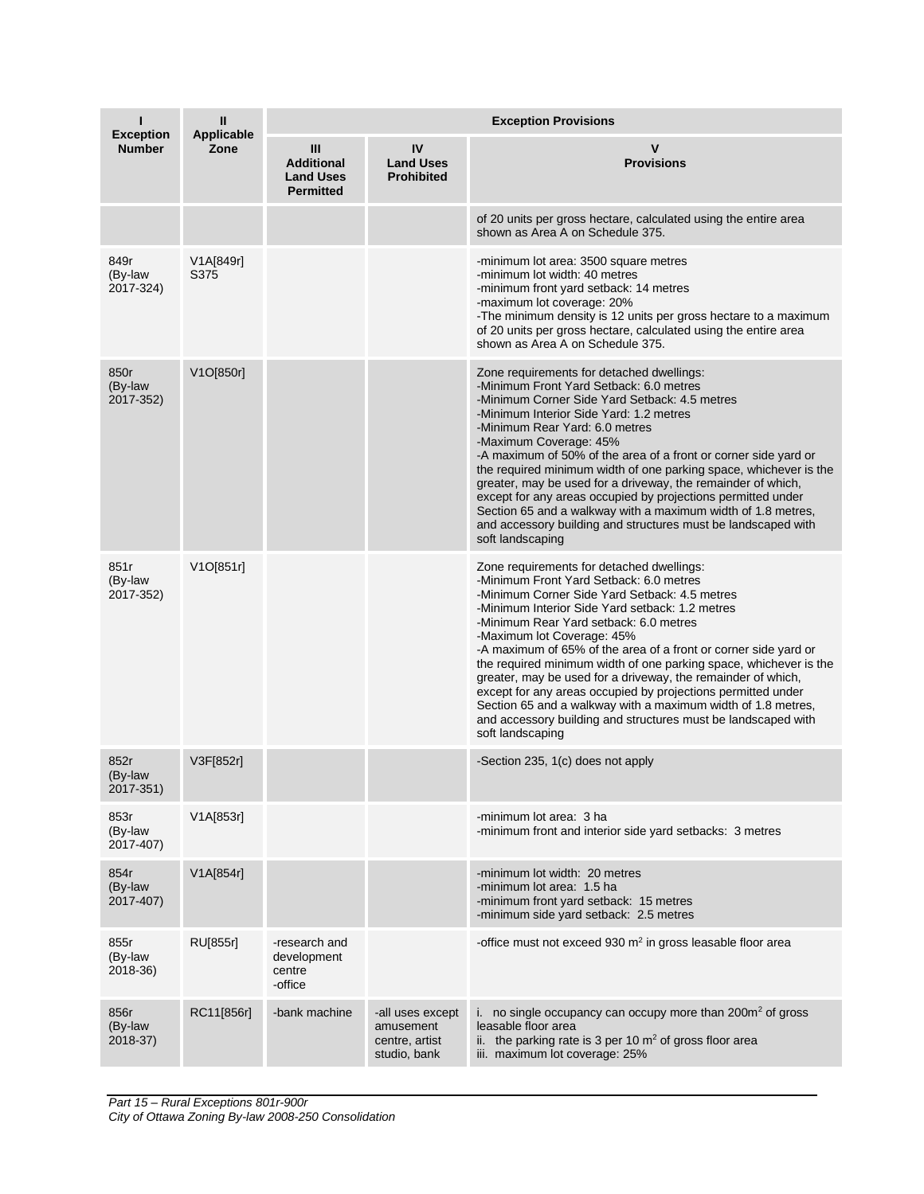| I<br>Exception Number | II<br>Applicable Zone | Exception Provisions | | |
|---|---|---|---|---|
| | | III<br>Additional Land Uses Permitted | IV<br>Land Uses Prohibited | V<br>Provisions |
| | | | | of 20 units per gross hectare, calculated using the entire area shown as Area A on Schedule 375. |
| 849r (By-law 2017-324) | V1A[849r] S375 | | | -minimum lot area: 3500 square metres<br>-minimum lot width: 40 metres<br>-minimum front yard setback: 14 metres<br>-maximum lot coverage: 20%<br>-The minimum density is 12 units per gross hectare to a maximum of 20 units per gross hectare, calculated using the entire area shown as Area A on Schedule 375. |
| 850r (By-law 2017-352) | V1O[850r] | | | Zone requirements for detached dwellings:<br>-Minimum Front Yard Setback: 6.0 metres<br>-Minimum Corner Side Yard Setback: 4.5 metres<br>-Minimum Interior Side Yard: 1.2 metres<br>-Minimum Rear Yard: 6.0 metres<br>-Maximum Coverage: 45%<br>-A maximum of 50% of the area of a front or corner side yard or the required minimum width of one parking space, whichever is the greater, may be used for a driveway, the remainder of which, except for any areas occupied by projections permitted under Section 65 and a walkway with a maximum width of 1.8 metres, and accessory building and structures must be landscaped with soft landscaping |
| 851r (By-law 2017-352) | V1O[851r] | | | Zone requirements for detached dwellings:<br>-Minimum Front Yard Setback: 6.0 metres<br>-Minimum Corner Side Yard Setback: 4.5 metres<br>-Minimum Interior Side Yard setback: 1.2 metres<br>-Minimum Rear Yard setback: 6.0 metres<br>-Maximum lot Coverage: 45%<br>-A maximum of 65% of the area of a front or corner side yard or the required minimum width of one parking space, whichever is the greater, may be used for a driveway, the remainder of which, except for any areas occupied by projections permitted under Section 65 and a walkway with a maximum width of 1.8 metres, and accessory building and structures must be landscaped with soft landscaping |
| 852r (By-law 2017-351) | V3F[852r] | | | -Section 235, 1(c) does not apply |
| 853r (By-law 2017-407) | V1A[853r] | | | -minimum lot area: 3 ha<br>-minimum front and interior side yard setbacks: 3 metres |
| 854r (By-law 2017-407) | V1A[854r] | | | -minimum lot width: 20 metres<br>-minimum lot area: 1.5 ha<br>-minimum front yard setback: 15 metres<br>-minimum side yard setback: 2.5 metres |
| 855r (By-law 2018-36) | RU[855r] | -research and development centre<br>-office | | -office must not exceed 930 m² in gross leasable floor area |
| 856r (By-law 2018-37) | RC11[856r] | -bank machine | -all uses except amusement centre, artist studio, bank | i. no single occupancy can occupy more than 200m² of gross leasable floor area<br>ii. the parking rate is 3 per 10 m² of gross floor area<br>iii. maximum lot coverage: 25% |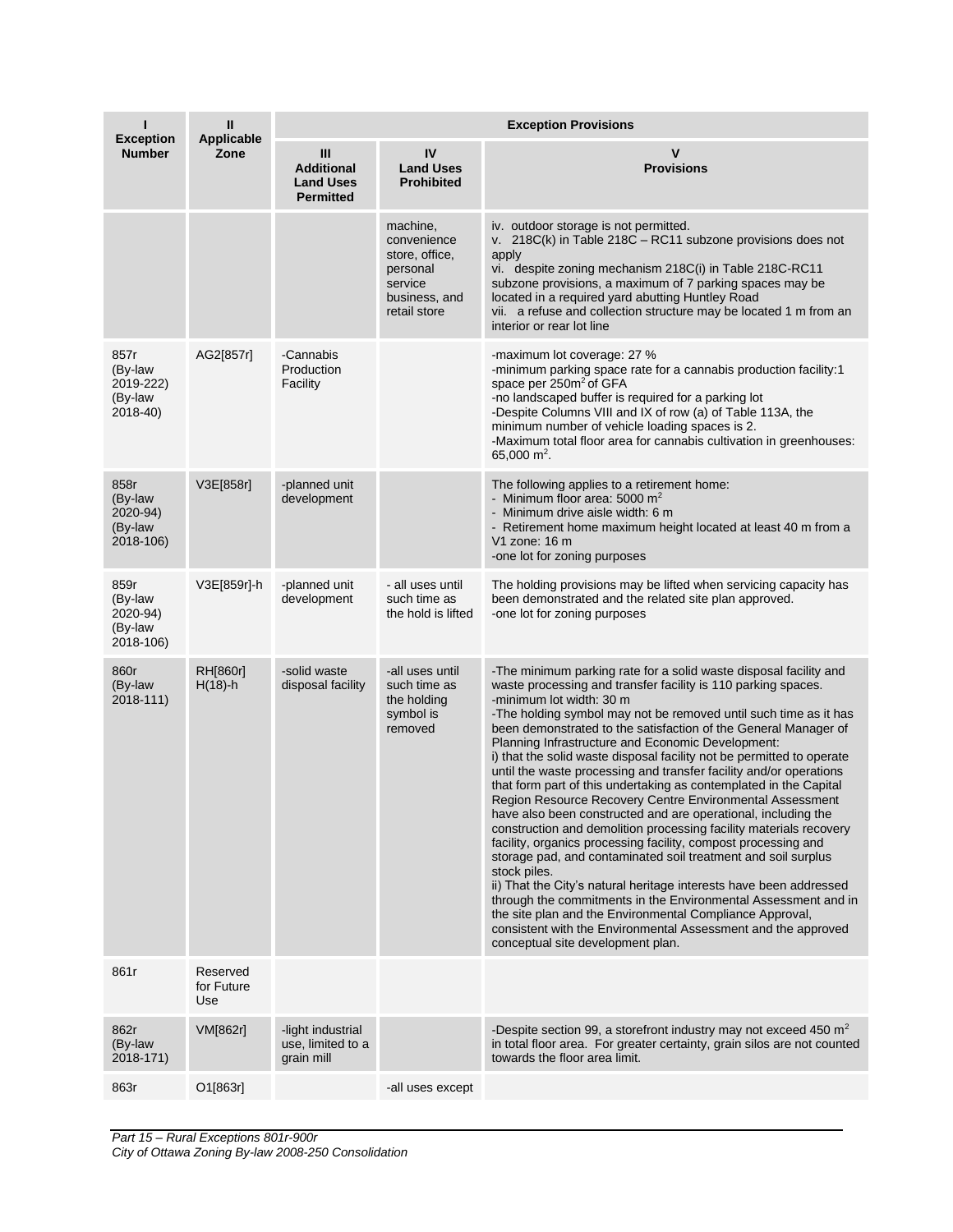| I<br>Exception Number | II<br>Applicable Zone | Exception Provisions | | |
|---|---|---|---|---|
| | | III<br>Additional Land Uses Permitted | IV<br>Land Uses Prohibited | V<br>Provisions |
| | | | machine, convenience store, office, personal service business, and retail store | iv. outdoor storage is not permitted.<br>v. 218C(k) in Table 218C – RC11 subzone provisions does not apply<br>vi. despite zoning mechanism 218C(i) in Table 218C-RC11 subzone provisions, a maximum of 7 parking spaces may be located in a required yard abutting Huntley Road<br>vii. a refuse and collection structure may be located 1 m from an interior or rear lot line |
| 857r (By-law 2019-222) (By-law 2018-40) | AG2[857r] | -Cannabis Production Facility | | -maximum lot coverage: 27 %<br>-minimum parking space rate for a cannabis production facility:1 space per 250m$^2$ of GFA<br>-no landscaped buffer is required for a parking lot<br>-Despite Columns VIII and IX of row (a) of Table 113A, the minimum number of vehicle loading spaces is 2.<br>-Maximum total floor area for cannabis cultivation in greenhouses: 65,000 m$^2$. |
| 858r (By-law 2020-94) (By-law 2018-106) | V3E[858r] | -planned unit development | | The following applies to a retirement home:<br>- Minimum floor area: 5000 m$^2$<br>- Minimum drive aisle width: 6 m<br>- Retirement home maximum height located at least 40 m from a V1 zone: 16 m<br>-one lot for zoning purposes |
| 859r (By-law 2020-94) (By-law 2018-106) | V3E[859r]-h | -planned unit development | - all uses until such time as the hold is lifted | The holding provisions may be lifted when servicing capacity has been demonstrated and the related site plan approved.<br>-one lot for zoning purposes |
| 860r (By-law 2018-111) | RH[860r] H(18)-h | -solid waste disposal facility | -all uses until such time as the holding symbol is removed | -The minimum parking rate for a solid waste disposal facility and waste processing and transfer facility is 110 parking spaces.<br>-minimum lot width: 30 m<br>-The holding symbol may not be removed until such time as it has been demonstrated to the satisfaction of the General Manager of Planning Infrastructure and Economic Development:<br>i) that the solid waste disposal facility not be permitted to operate until the waste processing and transfer facility and/or operations that form part of this undertaking as contemplated in the Capital Region Resource Recovery Centre Environmental Assessment have also been constructed and are operational, including the construction and demolition processing facility materials recovery facility, organics processing facility, compost processing and storage pad, and contaminated soil treatment and soil surplus stock piles.<br>ii) That the City's natural heritage interests have been addressed through the commitments in the Environmental Assessment and in the site plan and the Environmental Compliance Approval, consistent with the Environmental Assessment and the approved conceptual site development plan. |
| 861r | Reserved for Future Use | | | |
| 862r (By-law 2018-171) | VM[862r] | -light industrial use, limited to a grain mill | | -Despite section 99, a storefront industry may not exceed 450 m$^2$ in total floor area. For greater certainty, grain silos are not counted towards the floor area limit. |
| 863r | O1[863r] | | -all uses except | |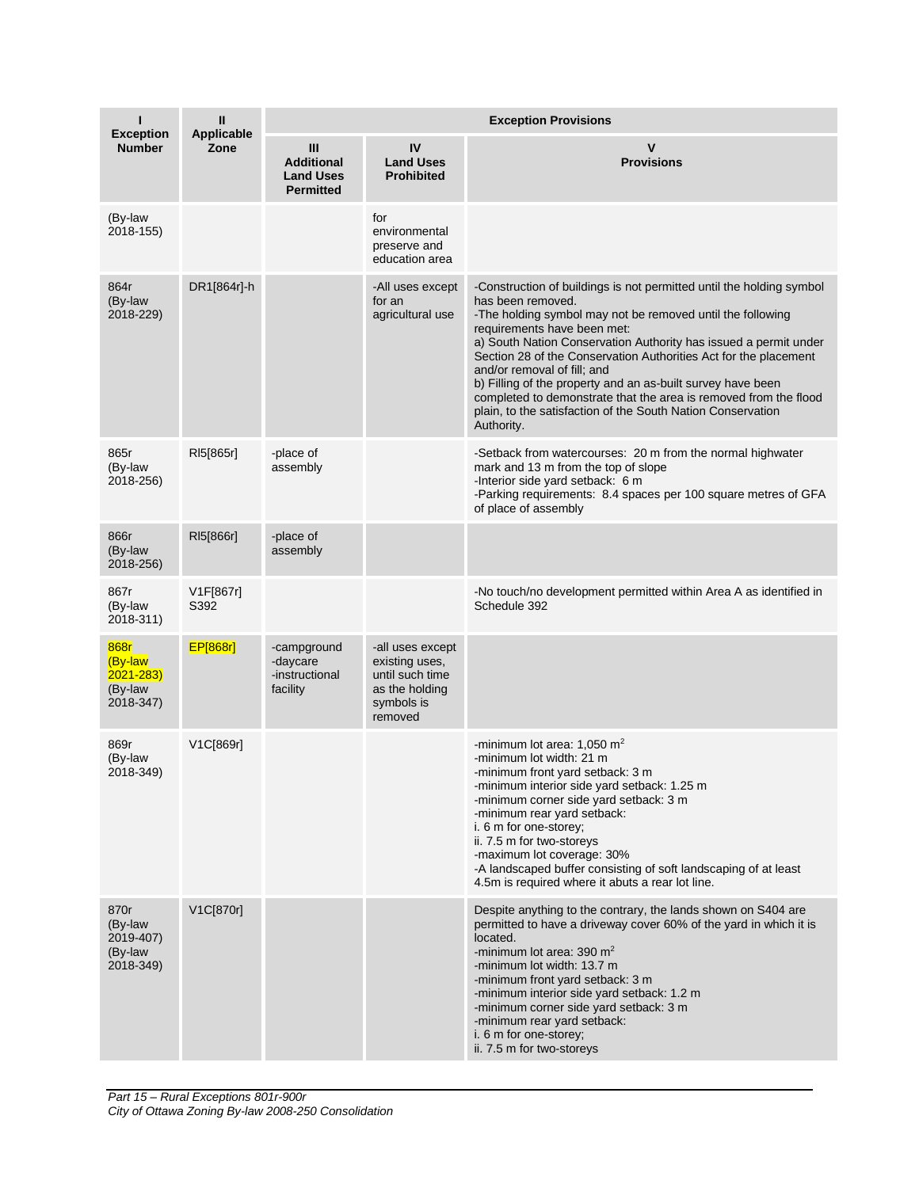| I Exception Number | II Applicable Zone | Exception Provisions | | |
|---|---|---|---|---|
| | | III Additional Land Uses Permitted | IV Land Uses Prohibited | V Provisions |
| (By-law 2018-155) | | | for environmental preserve and education area | |
| 864r (By-law 2018-229) | DR1[864r]-h | | -All uses except for an agricultural use | -Construction of buildings is not permitted until the holding symbol has been removed.<br>-The holding symbol may not be removed until the following requirements have been met:<br>a) South Nation Conservation Authority has issued a permit under Section 28 of the Conservation Authorities Act for the placement and/or removal of fill; and<br>b) Filling of the property and an as-built survey have been completed to demonstrate that the area is removed from the flood plain, to the satisfaction of the South Nation Conservation Authority. |
| 865r (By-law 2018-256) | RI5[865r] | -place of assembly | | -Setback from watercourses: 20 m from the normal highwater mark and 13 m from the top of slope<br>-Interior side yard setback: 6 m<br>-Parking requirements: 8.4 spaces per 100 square metres of GFA of place of assembly |
| 866r (By-law 2018-256) | RI5[866r] | -place of assembly | | |
| 867r (By-law 2018-311) | V1F[867r] S392 | | | -No touch/no development permitted within Area A as identified in Schedule 392 |
| 868r (By-law 2021-283) (By-law 2018-347) | EP[868r] | -campground<br>-daycare<br>-instructional facility | -all uses except existing uses, until such time as the holding symbols is removed | |
| 869r (By-law 2018-349) | V1C[869r] | | | -minimum lot area: 1,050 m$^2$<br>-minimum lot width: 21 m<br>-minimum front yard setback: 3 m<br>-minimum interior side yard setback: 1.25 m<br>-minimum corner side yard setback: 3 m<br>-minimum rear yard setback:<br>i. 6 m for one-storey;<br>ii. 7.5 m for two-storeys<br>-maximum lot coverage: 30%<br>-A landscaped buffer consisting of soft landscaping of at least 4.5m is required where it abuts a rear lot line. |
| 870r (By-law 2019-407) (By-law 2018-349) | V1C[870r] | | | Despite anything to the contrary, the lands shown on S404 are permitted to have a driveway cover 60% of the yard in which it is located.<br>-minimum lot area: 390 m$^2$<br>-minimum lot width: 13.7 m<br>-minimum front yard setback: 3 m<br>-minimum interior side yard setback: 1.2 m<br>-minimum corner side yard setback: 3 m<br>-minimum rear yard setback:<br>i. 6 m for one-storey;<br>ii. 7.5 m for two-storeys |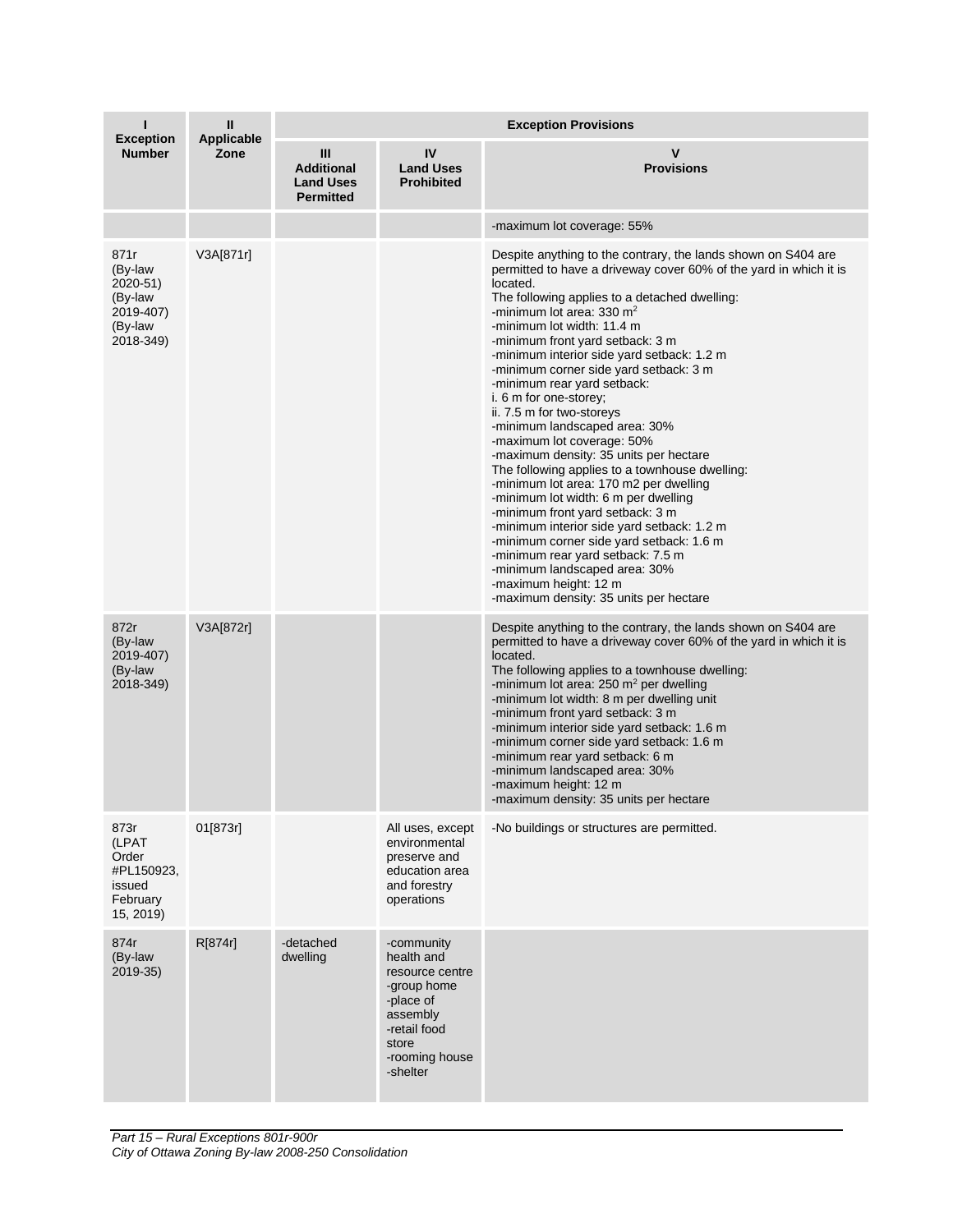| I<br>Exception Number | II<br>Applicable Zone | Exception Provisions | | |
|---|---|---|---|---|
| | | III<br>Additional Land Uses Permitted | IV<br>Land Uses Prohibited | V<br>Provisions |
| | | | | -maximum lot coverage: 55% |
| 871r<br>(By-law 2020-51)<br>(By-law 2019-407)<br>(By-law 2018-349) | V3A[871r] | | | Despite anything to the contrary, the lands shown on S404 are permitted to have a driveway cover 60% of the yard in which it is located.<br>The following applies to a detached dwelling:<br>-minimum lot area: 330 m$^2$<br>-minimum lot width: 11.4 m<br>-minimum front yard setback: 3 m<br>-minimum interior side yard setback: 1.2 m<br>-minimum corner side yard setback: 3 m<br>-minimum rear yard setback:<br>i. 6 m for one-storey;<br>ii. 7.5 m for two-storeys<br>-minimum landscaped area: 30%<br>-maximum lot coverage: 50%<br>-maximum density: 35 units per hectare<br>The following applies to a townhouse dwelling:<br>-minimum lot area: 170 m2 per dwelling<br>-minimum lot width: 6 m per dwelling<br>-minimum front yard setback: 3 m<br>-minimum interior side yard setback: 1.2 m<br>-minimum corner side yard setback: 1.6 m<br>-minimum rear yard setback: 7.5 m<br>-minimum landscaped area: 30%<br>-maximum height: 12 m<br>-maximum density: 35 units per hectare |
| 872r<br>(By-law 2019-407)<br>(By-law 2018-349) | V3A[872r] | | | Despite anything to the contrary, the lands shown on S404 are permitted to have a driveway cover 60% of the yard in which it is located.<br>The following applies to a townhouse dwelling:<br>-minimum lot area: 250 m$^2$ per dwelling<br>-minimum lot width: 8 m per dwelling unit<br>-minimum front yard setback: 3 m<br>-minimum interior side yard setback: 1.6 m<br>-minimum corner side yard setback: 1.6 m<br>-minimum rear yard setback: 6 m<br>-minimum landscaped area: 30%<br>-maximum height: 12 m<br>-maximum density: 35 units per hectare |
| 873r<br>(LPAT Order #PL150923, issued February 15, 2019) | 01[873r] | | All uses, except environmental preserve and education area and forestry operations | -No buildings or structures are permitted. |
| 874r<br>(By-law 2019-35) | R[874r] | -detached dwelling | -community health and resource centre<br>-group home<br>-place of assembly<br>-retail food store<br>-rooming house<br>-shelter | |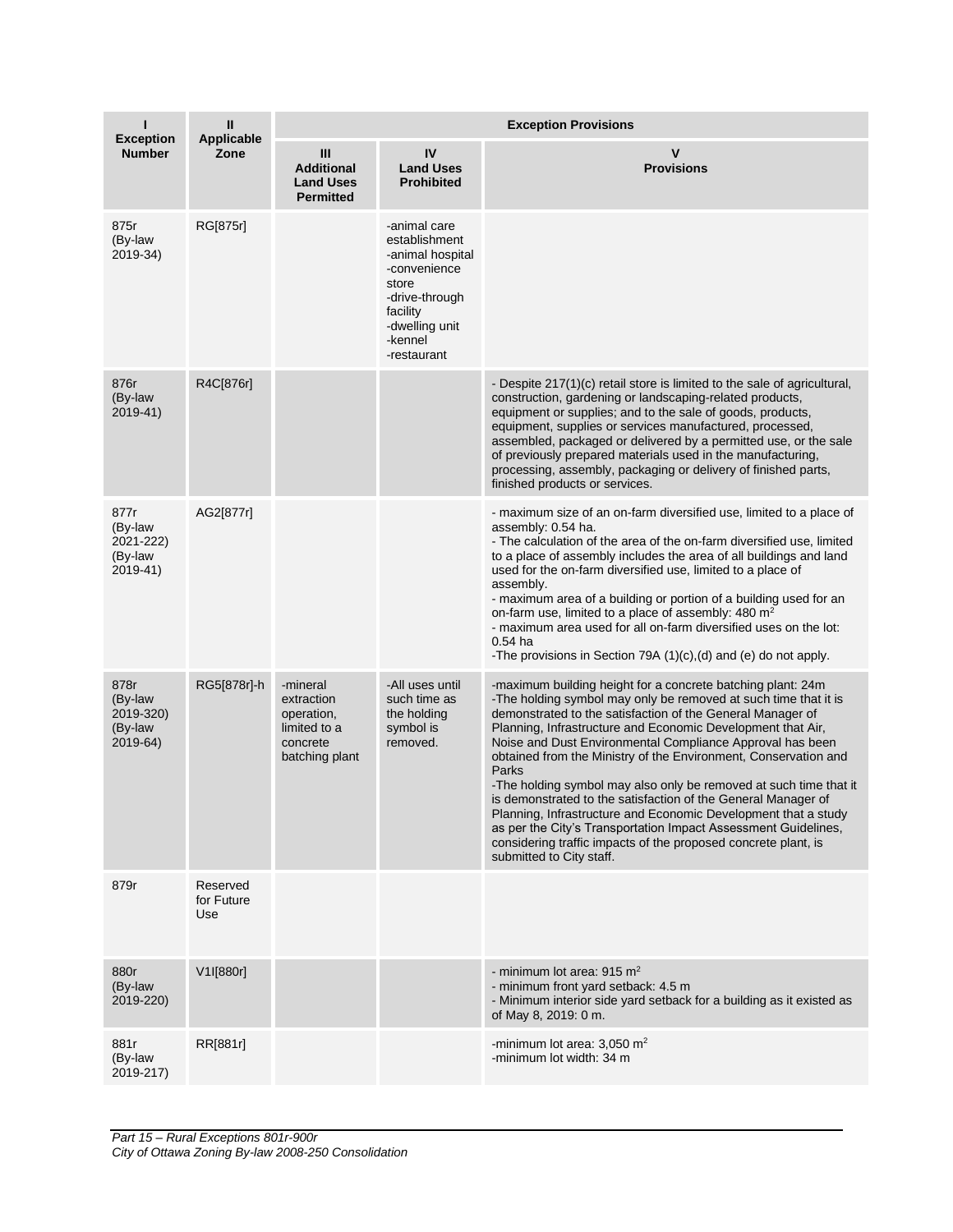| I<br>Exception Number | II<br>Applicable Zone | Exception Provisions | | |
|---|---|---|---|---|
| | | III<br>Additional Land Uses Permitted | IV<br>Land Uses Prohibited | V<br>Provisions |
| 875r<br>(By-law 2019-34) | RG[875r] | | -animal care establishment<br>-animal hospital<br>-convenience store<br>-drive-through facility<br>-dwelling unit<br>-kennel<br>-restaurant | |
| 876r<br>(By-law 2019-41) | R4C[876r] | | | - Despite 217(1)(c) retail store is limited to the sale of agricultural, construction, gardening or landscaping-related products, equipment or supplies; and to the sale of goods, products, equipment, supplies or services manufactured, processed, assembled, packaged or delivered by a permitted use, or the sale of previously prepared materials used in the manufacturing, processing, assembly, packaging or delivery of finished parts, finished products or services. |
| 877r<br>(By-law 2021-222)<br>(By-law 2019-41) | AG2[877r] | | | - maximum size of an on-farm diversified use, limited to a place of assembly: 0.54 ha.<br>- The calculation of the area of the on-farm diversified use, limited to a place of assembly includes the area of all buildings and land used for the on-farm diversified use, limited to a place of assembly.<br>- maximum area of a building or portion of a building used for an on-farm use, limited to a place of assembly: 480 m²<br>- maximum area used for all on-farm diversified uses on the lot: 0.54 ha<br>-The provisions in Section 79A (1)(c),(d) and (e) do not apply. |
| 878r<br>(By-law 2019-320)<br>(By-law 2019-64) | RG5[878r]-h | -mineral extraction operation, limited to a concrete batching plant | -All uses until such time as the holding symbol is removed. | -maximum building height for a concrete batching plant: 24m<br>-The holding symbol may only be removed at such time that it is demonstrated to the satisfaction of the General Manager of Planning, Infrastructure and Economic Development that Air, Noise and Dust Environmental Compliance Approval has been obtained from the Ministry of the Environment, Conservation and Parks<br>-The holding symbol may also only be removed at such time that it is demonstrated to the satisfaction of the General Manager of Planning, Infrastructure and Economic Development that a study as per the City's Transportation Impact Assessment Guidelines, considering traffic impacts of the proposed concrete plant, is submitted to City staff. |
| 879r | Reserved for Future Use | | | |
| 880r<br>(By-law 2019-220) | V1I[880r] | | | - minimum lot area: 915 m²<br>- minimum front yard setback: 4.5 m<br>- Minimum interior side yard setback for a building as it existed as of May 8, 2019: 0 m. |
| 881r<br>(By-law 2019-217) | RR[881r] | | | -minimum lot area: 3,050 m²<br>-minimum lot width: 34 m |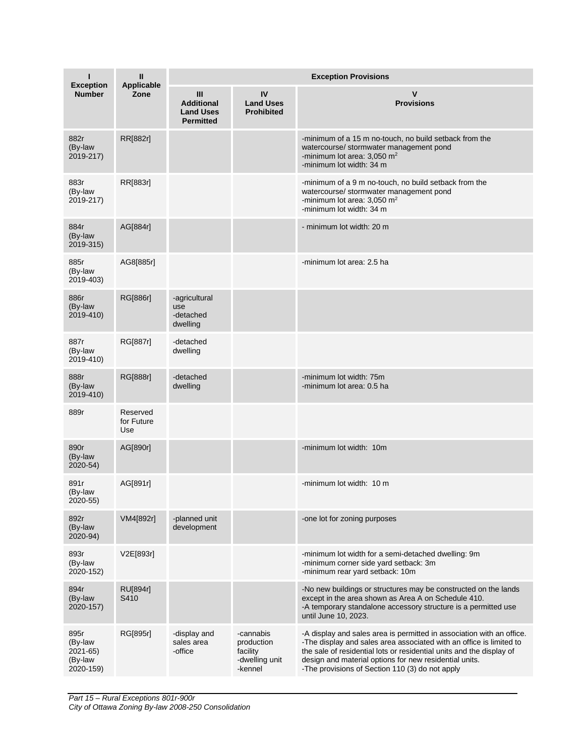| I<br>Exception Number | II<br>Applicable Zone | Exception Provisions | | |
|---|---|---|---|---|
| | | III<br>Additional Land Uses Permitted | IV<br>Land Uses Prohibited | V<br>Provisions |
| 882r<br>(By-law 2019-217) | RR[882r] | | | -minimum of a 15 m no-touch, no build setback from the watercourse/ stormwater management pond<br>-minimum lot area: 3,050 m$^2$<br>-minimum lot width: 34 m |
| 883r<br>(By-law 2019-217) | RR[883r] | | | -minimum of a 9 m no-touch, no build setback from the watercourse/ stormwater management pond<br>-minimum lot area: 3,050 m$^2$<br>-minimum lot width: 34 m |
| 884r<br>(By-law 2019-315) | AG[884r] | | | - minimum lot width: 20 m |
| 885r<br>(By-law 2019-403) | AG8[885r] | | | -minimum lot area: 2.5 ha |
| 886r<br>(By-law 2019-410) | RG[886r] | -agricultural use<br>-detached dwelling | | |
| 887r<br>(By-law 2019-410) | RG[887r] | -detached dwelling | | |
| 888r<br>(By-law 2019-410) | RG[888r] | -detached dwelling | | -minimum lot width: 75m<br>-minimum lot area: 0.5 ha |
| 889r | Reserved for Future Use | | | |
| 890r<br>(By-law 2020-54) | AG[890r] | | | -minimum lot width: 10m |
| 891r<br>(By-law 2020-55) | AG[891r] | | | -minimum lot width: 10 m |
| 892r<br>(By-law 2020-94) | VM4[892r] | -planned unit development | | -one lot for zoning purposes |
| 893r<br>(By-law 2020-152) | V2E[893r] | | | -minimum lot width for a semi-detached dwelling: 9m<br>-minimum corner side yard setback: 3m<br>-minimum rear yard setback: 10m |
| 894r<br>(By-law 2020-157) | RU[894r] S410 | | | -No new buildings or structures may be constructed on the lands except in the area shown as Area A on Schedule 410.<br>-A temporary standalone accessory structure is a permitted use until June 10, 2023. |
| 895r<br>(By-law 2021-65)<br>(By-law 2020-159) | RG[895r] | -display and sales area<br>-office | -cannabis production facility<br>-dwelling unit<br>-kennel | -A display and sales area is permitted in association with an office.<br>-The display and sales area associated with an office is limited to the sale of residential lots or residential units and the display of design and material options for new residential units.<br>-The provisions of Section 110 (3) do not apply |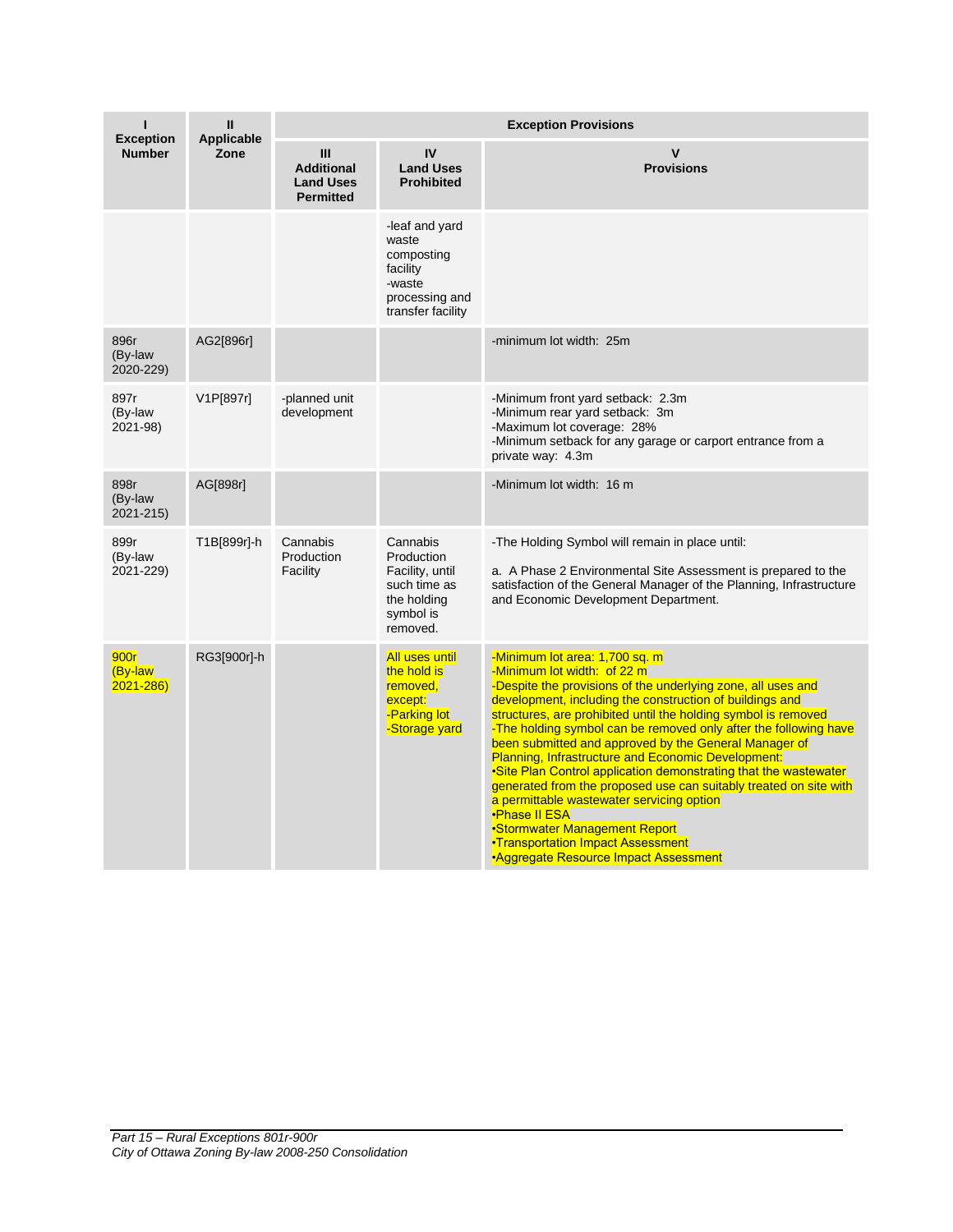| I<br>Exception Number | II<br>Applicable Zone | Exception Provisions | | |
|---|---|---|---|---|
| | | III<br>Additional Land Uses Permitted | IV<br>Land Uses Prohibited | V<br>Provisions |
| | | | -leaf and yard waste composting facility<br>-waste processing and transfer facility | |
| 896r<br>(By-law 2020-229) | AG2[896r] | | | -minimum lot width: 25m |
| 897r<br>(By-law 2021-98) | V1P[897r] | -planned unit development | | -Minimum front yard setback: 2.3m<br>-Minimum rear yard setback: 3m<br>-Maximum lot coverage: 28%<br>-Minimum setback for any garage or carport entrance from a private way: 4.3m |
| 898r<br>(By-law 2021-215) | AG[898r] | | | -Minimum lot width: 16 m |
| 899r<br>(By-law 2021-229) | T1B[899r]-h | Cannabis Production Facility | Cannabis Production Facility, until such time as the holding symbol is removed. | -The Holding Symbol will remain in place until:<br><br>a. A Phase 2 Environmental Site Assessment is prepared to the satisfaction of the General Manager of the Planning, Infrastructure and Economic Development Department. |
| 900r<br>(By-law 2021-286) | RG3[900r]-h | | All uses until the hold is removed, except:<br>-Parking lot<br>-Storage yard | -Minimum lot area: 1,700 sq. m<br>-Minimum lot width: of 22 m<br>-Despite the provisions of the underlying zone, all uses and development, including the construction of buildings and structures, are prohibited until the holding symbol is removed<br>-The holding symbol can be removed only after the following have been submitted and approved by the General Manager of Planning, Infrastructure and Economic Development:<br>•Site Plan Control application demonstrating that the wastewater generated from the proposed use can suitably treated on site with a permittable wastewater servicing option<br>•Phase II ESA<br>•Stormwater Management Report<br>•Transportation Impact Assessment<br>•Aggregate Resource Impact Assessment |